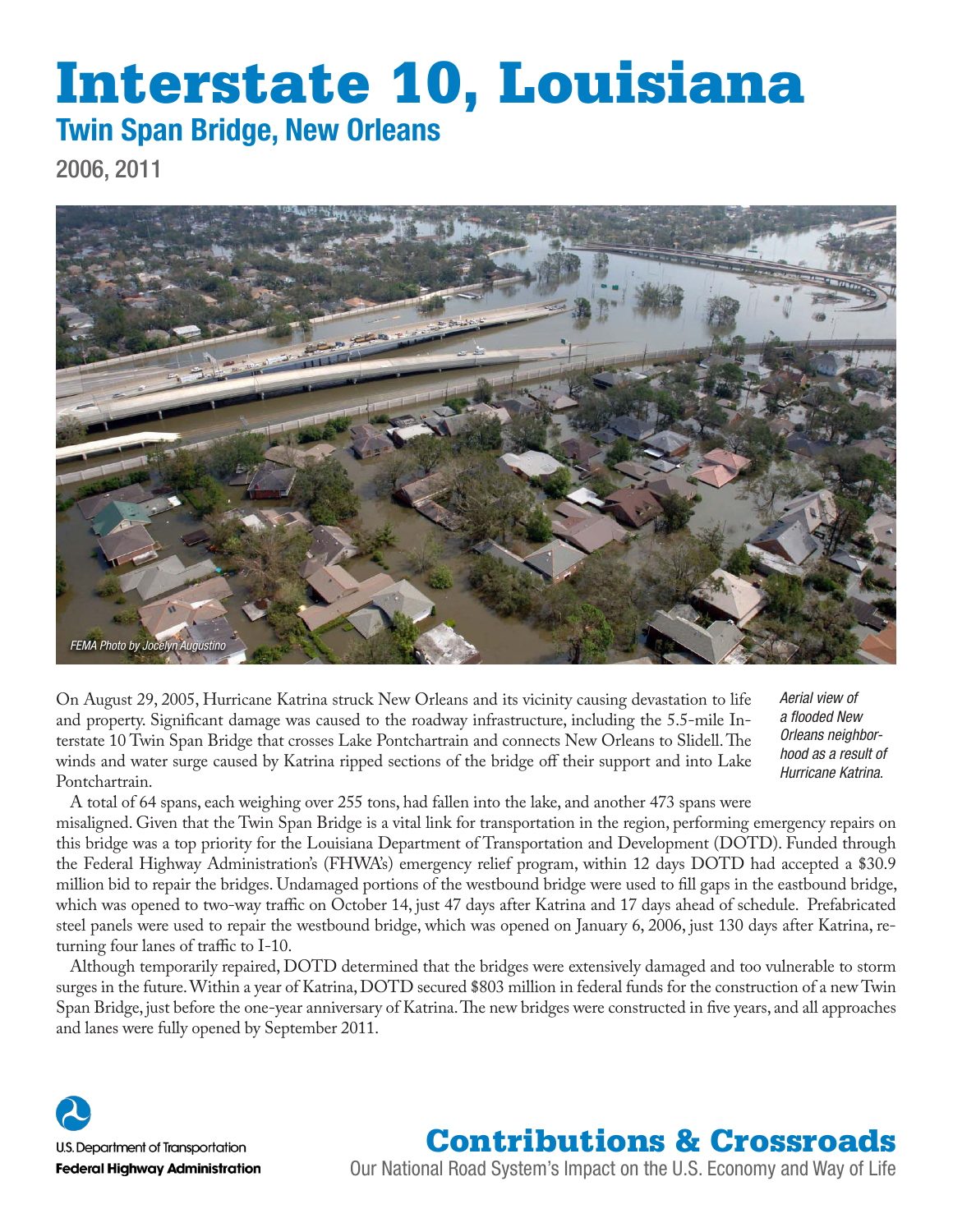# Interstate 10, Louisiana

## Twin Span Bridge, New Orleans

2006, 2011

*FEMA Photo by Jocelyn Augustino*

*Aerial view of a flooded New Orleans neighborhood as a result of Hurricane Katrina.*

On August 29, 2005, Hurricane Katrina struck New Orleans and its vicinity causing devastation to life and property. Significant damage was caused to the roadway infrastructure, including the 5.5-mile Interstate 10 Twin Span Bridge that crosses Lake Pontchartrain and connects New Orleans to Slidell. The winds and water surge caused by Katrina ripped sections of the bridge off their support and into Lake Pontchartrain.

A total of 64 spans, each weighing over 255 tons, had fallen into the lake, and another 473 spans were misaligned. Given that the Twin Span Bridge is a vital link for transportation in the region, performing emergency repairs on this bridge was a top priority for the Louisiana Department of Transportation and Development (DOTD). Funded through the Federal Highway Administration's (FHWA's) emergency relief program, within 12 days DOTD had accepted a $30.9 million bid to repair the bridges. Undamaged portions of the westbound bridge were used to fill gaps in the eastbound bridge, which was opened to two-way traffic on October 14, just 47 days after Katrina and 17 days ahead of schedule. Prefabricated steel panels were used to repair the westbound bridge, which was opened on January 6, 2006, just 130 days after Katrina, returning four lanes of traffic to I-10.

Although temporarily repaired, DOTD determined that the bridges were extensively damaged and too vulnerable to storm surges in the future. Within a year of Katrina, DOTD secured $803 million in federal funds for the construction of a new Twin Span Bridge, just before the one-year anniversary of Katrina. The new bridges were constructed in five years, and all approaches and lanes were fully opened by September 2011.

U.S. Department of Transportation
**Federal Highway Administration**

**Contributions & Crossroads**
Our National Road System's Impact on the U.S. Economy and Way of Life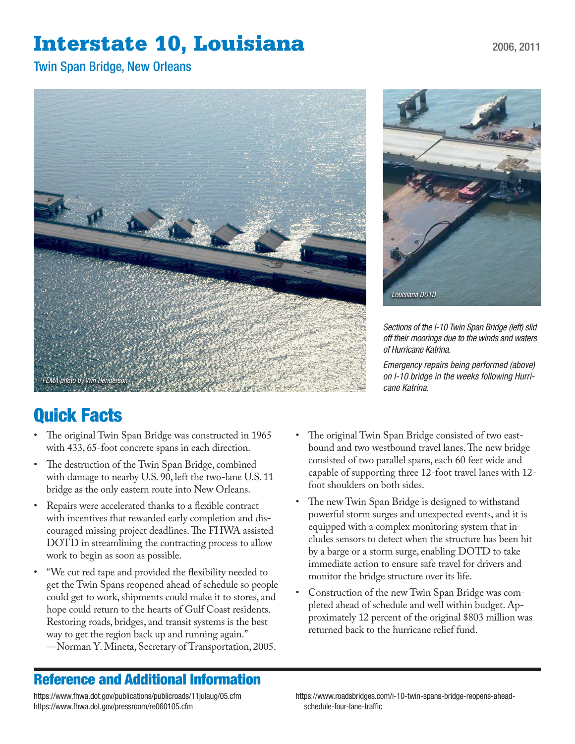# Interstate 10, Louisiana

2006, 2011

## Twin Span Bridge, New Orleans

FEMA photo by Win Henderson

Louisiana DOTD

*Sections of the I-10 Twin Span Bridge (left) slid off their moorings due to the winds and waters of Hurricane Katrina.*

*Emergency repairs being performed (above) on I-10 bridge in the weeks following Hurricane Katrina.*

## Quick Facts

- The original Twin Span Bridge was constructed in 1965 with 433, 65-foot concrete spans in each direction.
- The destruction of the Twin Span Bridge, combined with damage to nearby U.S. 90, left the two-lane U.S. 11 bridge as the only eastern route into New Orleans.
- Repairs were accelerated thanks to a flexible contract with incentives that rewarded early completion and discouraged missing project deadlines. The FHWA assisted DOTD in streamlining the contracting process to allow work to begin as soon as possible.
- "We cut red tape and provided the flexibility needed to get the Twin Spans reopened ahead of schedule so people could get to work, shipments could make it to stores, and hope could return to the hearts of Gulf Coast residents. Restoring roads, bridges, and transit systems is the best way to get the region back up and running again." —Norman Y. Mineta, Secretary of Transportation, 2005.
- The original Twin Span Bridge consisted of two eastbound and two westbound travel lanes. The new bridge consisted of two parallel spans, each 60 feet wide and capable of supporting three 12-foot travel lanes with 12-foot shoulders on both sides.
- The new Twin Span Bridge is designed to withstand powerful storm surges and unexpected events, and it is equipped with a complex monitoring system that includes sensors to detect when the structure has been hit by a barge or a storm surge, enabling DOTD to take immediate action to ensure safe travel for drivers and monitor the bridge structure over its life.
- Construction of the new Twin Span Bridge was completed ahead of schedule and well within budget. Approximately 12 percent of the original $803 million was returned back to the hurricane relief fund.

## Reference and Additional Information

https://www.fhwa.dot.gov/publications/publicroads/11julaug/05.cfm
https://www.fhwa.dot.gov/pressroom/re060105.cfm
https://www.roadsbridges.com/i-10-twin-spans-bridge-reopens-ahead-schedule-four-lane-traffic